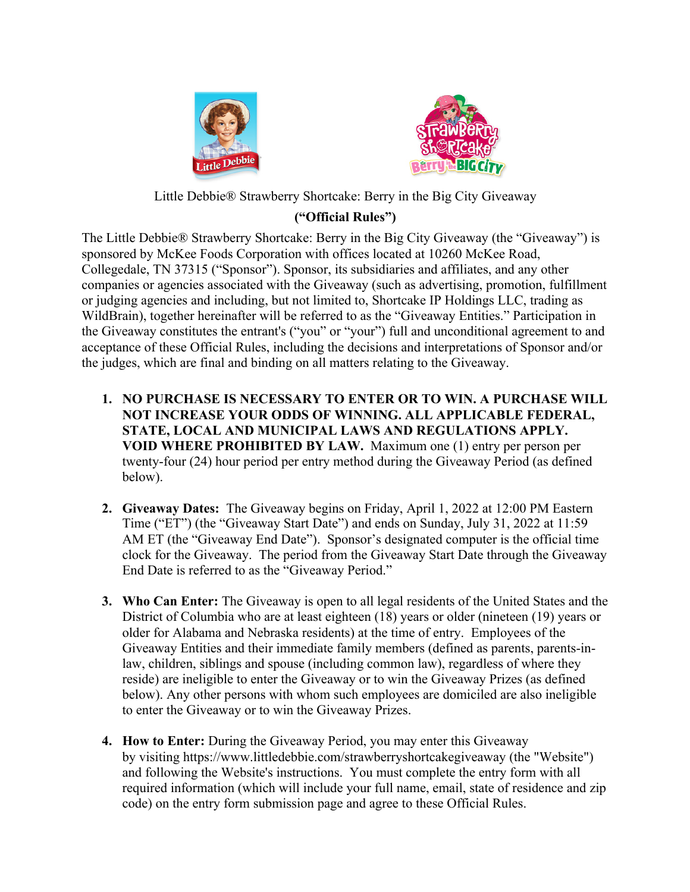# Little Debbie® Strawberry Shortcake: Berry in the Big City Giveaway

## ("Official Rules")

The Little Debbie® Strawberry Shortcake: Berry in the Big City Giveaway (the "Giveaway") is sponsored by McKee Foods Corporation with offices located at 10260 McKee Road, Collegedale, TN 37315 ("Sponsor"). Sponsor, its subsidiaries and affiliates, and any other companies or agencies associated with the Giveaway (such as advertising, promotion, fulfillment or judging agencies and including, but not limited to, Shortcake IP Holdings LLC, trading as WildBrain), together hereinafter will be referred to as the "Giveaway Entities." Participation in the Giveaway constitutes the entrant's ("you" or "your") full and unconditional agreement to and acceptance of these Official Rules, including the decisions and interpretations of Sponsor and/or the judges, which are final and binding on all matters relating to the Giveaway.

1. **NO PURCHASE IS NECESSARY TO ENTER OR TO WIN. A PURCHASE WILL NOT INCREASE YOUR ODDS OF WINNING. ALL APPLICABLE FEDERAL, STATE, LOCAL AND MUNICIPAL LAWS AND REGULATIONS APPLY. VOID WHERE PROHIBITED BY LAW.** Maximum one (1) entry per person per twenty-four (24) hour period per entry method during the Giveaway Period (as defined below).

2. **Giveaway Dates:** The Giveaway begins on Friday, April 1, 2022 at 12:00 PM Eastern Time ("ET") (the "Giveaway Start Date") and ends on Sunday, July 31, 2022 at 11:59 AM ET (the "Giveaway End Date"). Sponsor's designated computer is the official time clock for the Giveaway. The period from the Giveaway Start Date through the Giveaway End Date is referred to as the "Giveaway Period."

3. **Who Can Enter:** The Giveaway is open to all legal residents of the United States and the District of Columbia who are at least eighteen (18) years or older (nineteen (19) years or older for Alabama and Nebraska residents) at the time of entry. Employees of the Giveaway Entities and their immediate family members (defined as parents, parents-in-law, children, siblings and spouse (including common law), regardless of where they reside) are ineligible to enter the Giveaway or to win the Giveaway Prizes (as defined below). Any other persons with whom such employees are domiciled are also ineligible to enter the Giveaway or to win the Giveaway Prizes.

4. **How to Enter:** During the Giveaway Period, you may enter this Giveaway by visiting https://www.littledebbie.com/strawberryshortcakegiveaway (the "Website") and following the Website's instructions. You must complete the entry form with all required information (which will include your full name, email, state of residence and zip code) on the entry form submission page and agree to these Official Rules.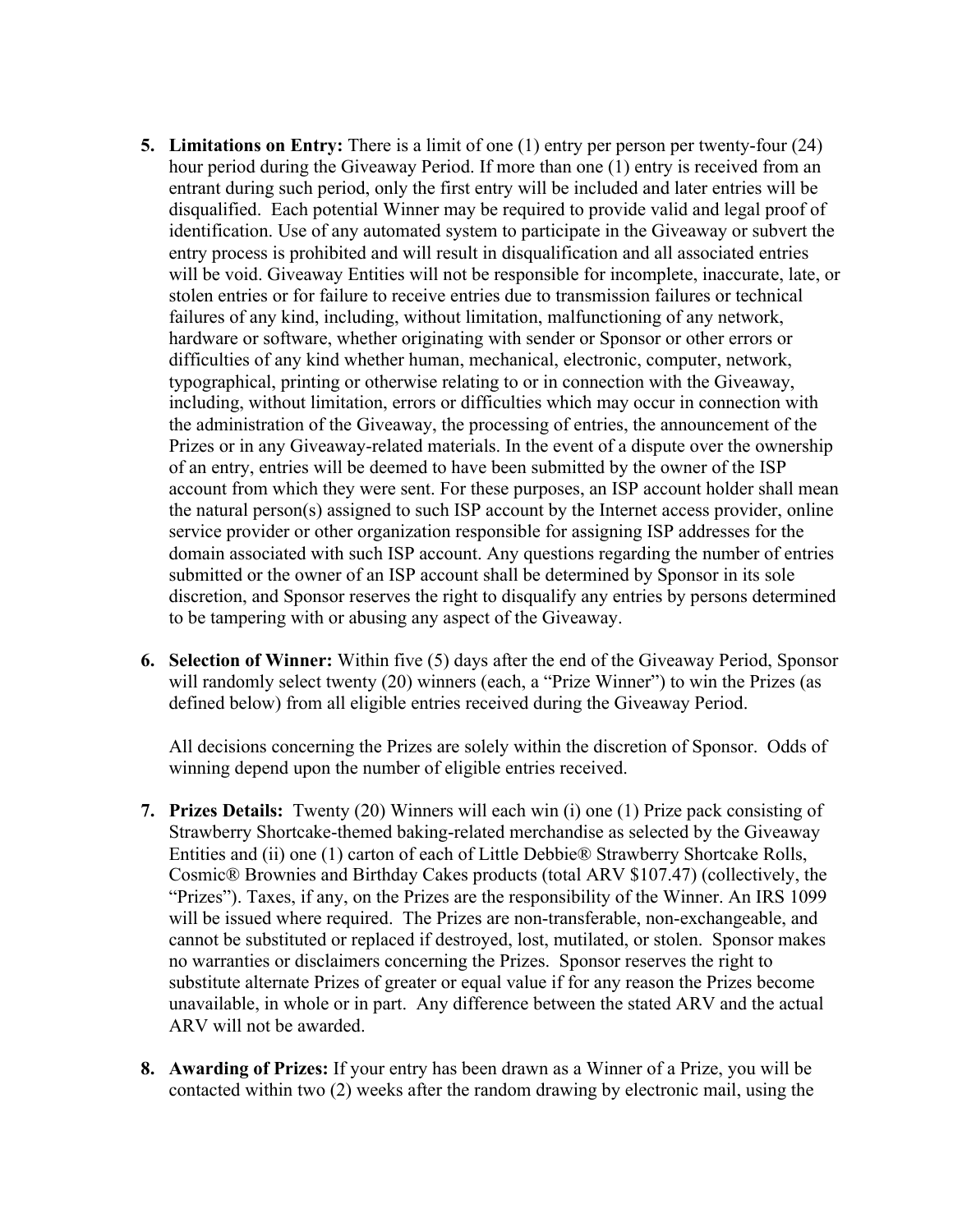5. **Limitations on Entry:** There is a limit of one (1) entry per person per twenty-four (24) hour period during the Giveaway Period. If more than one (1) entry is received from an entrant during such period, only the first entry will be included and later entries will be disqualified. Each potential Winner may be required to provide valid and legal proof of identification. Use of any automated system to participate in the Giveaway or subvert the entry process is prohibited and will result in disqualification and all associated entries will be void. Giveaway Entities will not be responsible for incomplete, inaccurate, late, or stolen entries or for failure to receive entries due to transmission failures or technical failures of any kind, including, without limitation, malfunctioning of any network, hardware or software, whether originating with sender or Sponsor or other errors or difficulties of any kind whether human, mechanical, electronic, computer, network, typographical, printing or otherwise relating to or in connection with the Giveaway, including, without limitation, errors or difficulties which may occur in connection with the administration of the Giveaway, the processing of entries, the announcement of the Prizes or in any Giveaway-related materials. In the event of a dispute over the ownership of an entry, entries will be deemed to have been submitted by the owner of the ISP account from which they were sent. For these purposes, an ISP account holder shall mean the natural person(s) assigned to such ISP account by the Internet access provider, online service provider or other organization responsible for assigning ISP addresses for the domain associated with such ISP account. Any questions regarding the number of entries submitted or the owner of an ISP account shall be determined by Sponsor in its sole discretion, and Sponsor reserves the right to disqualify any entries by persons determined to be tampering with or abusing any aspect of the Giveaway.

6. **Selection of Winner:** Within five (5) days after the end of the Giveaway Period, Sponsor will randomly select twenty (20) winners (each, a "Prize Winner") to win the Prizes (as defined below) from all eligible entries received during the Giveaway Period.

   All decisions concerning the Prizes are solely within the discretion of Sponsor. Odds of winning depend upon the number of eligible entries received.

7. **Prizes Details:** Twenty (20) Winners will each win (i) one (1) Prize pack consisting of Strawberry Shortcake-themed baking-related merchandise as selected by the Giveaway Entities and (ii) one (1) carton of each of Little Debbie® Strawberry Shortcake Rolls, Cosmic® Brownies and Birthday Cakes products (total ARV $107.47) (collectively, the "Prizes"). Taxes, if any, on the Prizes are the responsibility of the Winner. An IRS 1099 will be issued where required. The Prizes are non-transferable, non-exchangeable, and cannot be substituted or replaced if destroyed, lost, mutilated, or stolen. Sponsor makes no warranties or disclaimers concerning the Prizes. Sponsor reserves the right to substitute alternate Prizes of greater or equal value if for any reason the Prizes become unavailable, in whole or in part. Any difference between the stated ARV and the actual ARV will not be awarded.

8. **Awarding of Prizes:** If your entry has been drawn as a Winner of a Prize, you will be contacted within two (2) weeks after the random drawing by electronic mail, using the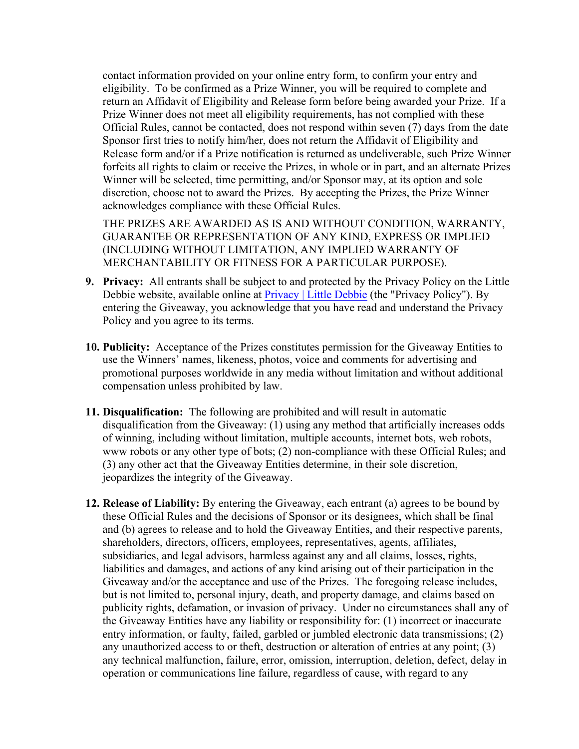contact information provided on your online entry form, to confirm your entry and eligibility. To be confirmed as a Prize Winner, you will be required to complete and return an Affidavit of Eligibility and Release form before being awarded your Prize. If a Prize Winner does not meet all eligibility requirements, has not complied with these Official Rules, cannot be contacted, does not respond within seven (7) days from the date Sponsor first tries to notify him/her, does not return the Affidavit of Eligibility and Release form and/or if a Prize notification is returned as undeliverable, such Prize Winner forfeits all rights to claim or receive the Prizes, in whole or in part, and an alternate Prizes Winner will be selected, time permitting, and/or Sponsor may, at its option and sole discretion, choose not to award the Prizes. By accepting the Prizes, the Prize Winner acknowledges compliance with these Official Rules.

THE PRIZES ARE AWARDED AS IS AND WITHOUT CONDITION, WARRANTY, GUARANTEE OR REPRESENTATION OF ANY KIND, EXPRESS OR IMPLIED (INCLUDING WITHOUT LIMITATION, ANY IMPLIED WARRANTY OF MERCHANTABILITY OR FITNESS FOR A PARTICULAR PURPOSE).

9. **Privacy:** All entrants shall be subject to and protected by the Privacy Policy on the Little Debbie website, available online at [Privacy | Little Debbie] (the "Privacy Policy"). By entering the Giveaway, you acknowledge that you have read and understand the Privacy Policy and you agree to its terms.

10. **Publicity:** Acceptance of the Prizes constitutes permission for the Giveaway Entities to use the Winners' names, likeness, photos, voice and comments for advertising and promotional purposes worldwide in any media without limitation and without additional compensation unless prohibited by law.

11. **Disqualification:** The following are prohibited and will result in automatic disqualification from the Giveaway: (1) using any method that artificially increases odds of winning, including without limitation, multiple accounts, internet bots, web robots, www robots or any other type of bots; (2) non-compliance with these Official Rules; and (3) any other act that the Giveaway Entities determine, in their sole discretion, jeopardizes the integrity of the Giveaway.

12. **Release of Liability:** By entering the Giveaway, each entrant (a) agrees to be bound by these Official Rules and the decisions of Sponsor or its designees, which shall be final and (b) agrees to release and to hold the Giveaway Entities, and their respective parents, shareholders, directors, officers, employees, representatives, agents, affiliates, subsidiaries, and legal advisors, harmless against any and all claims, losses, rights, liabilities and damages, and actions of any kind arising out of their participation in the Giveaway and/or the acceptance and use of the Prizes. The foregoing release includes, but is not limited to, personal injury, death, and property damage, and claims based on publicity rights, defamation, or invasion of privacy. Under no circumstances shall any of the Giveaway Entities have any liability or responsibility for: (1) incorrect or inaccurate entry information, or faulty, failed, garbled or jumbled electronic data transmissions; (2) any unauthorized access to or theft, destruction or alteration of entries at any point; (3) any technical malfunction, failure, error, omission, interruption, deletion, defect, delay in operation or communications line failure, regardless of cause, with regard to any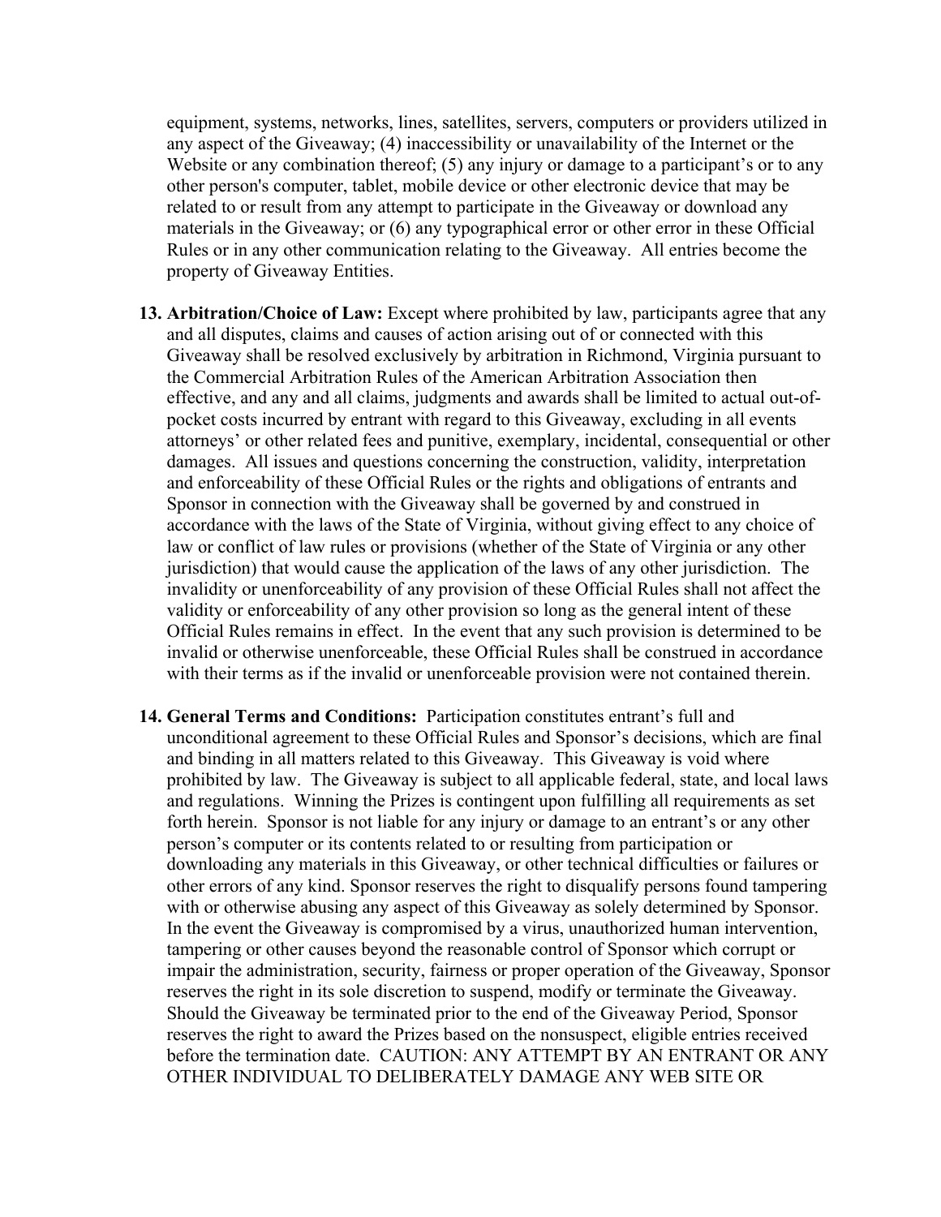equipment, systems, networks, lines, satellites, servers, computers or providers utilized in any aspect of the Giveaway; (4) inaccessibility or unavailability of the Internet or the Website or any combination thereof; (5) any injury or damage to a participant's or to any other person's computer, tablet, mobile device or other electronic device that may be related to or result from any attempt to participate in the Giveaway or download any materials in the Giveaway; or (6) any typographical error or other error in these Official Rules or in any other communication relating to the Giveaway. All entries become the property of Giveaway Entities.

13. **Arbitration/Choice of Law:** Except where prohibited by law, participants agree that any and all disputes, claims and causes of action arising out of or connected with this Giveaway shall be resolved exclusively by arbitration in Richmond, Virginia pursuant to the Commercial Arbitration Rules of the American Arbitration Association then effective, and any and all claims, judgments and awards shall be limited to actual out-of-pocket costs incurred by entrant with regard to this Giveaway, excluding in all events attorneys' or other related fees and punitive, exemplary, incidental, consequential or other damages. All issues and questions concerning the construction, validity, interpretation and enforceability of these Official Rules or the rights and obligations of entrants and Sponsor in connection with the Giveaway shall be governed by and construed in accordance with the laws of the State of Virginia, without giving effect to any choice of law or conflict of law rules or provisions (whether of the State of Virginia or any other jurisdiction) that would cause the application of the laws of any other jurisdiction. The invalidity or unenforceability of any provision of these Official Rules shall not affect the validity or enforceability of any other provision so long as the general intent of these Official Rules remains in effect. In the event that any such provision is determined to be invalid or otherwise unenforceable, these Official Rules shall be construed in accordance with their terms as if the invalid or unenforceable provision were not contained therein.

14. **General Terms and Conditions:** Participation constitutes entrant's full and unconditional agreement to these Official Rules and Sponsor's decisions, which are final and binding in all matters related to this Giveaway. This Giveaway is void where prohibited by law. The Giveaway is subject to all applicable federal, state, and local laws and regulations. Winning the Prizes is contingent upon fulfilling all requirements as set forth herein. Sponsor is not liable for any injury or damage to an entrant's or any other person's computer or its contents related to or resulting from participation or downloading any materials in this Giveaway, or other technical difficulties or failures or other errors of any kind. Sponsor reserves the right to disqualify persons found tampering with or otherwise abusing any aspect of this Giveaway as solely determined by Sponsor. In the event the Giveaway is compromised by a virus, unauthorized human intervention, tampering or other causes beyond the reasonable control of Sponsor which corrupt or impair the administration, security, fairness or proper operation of the Giveaway, Sponsor reserves the right in its sole discretion to suspend, modify or terminate the Giveaway. Should the Giveaway be terminated prior to the end of the Giveaway Period, Sponsor reserves the right to award the Prizes based on the nonsuspect, eligible entries received before the termination date. CAUTION: ANY ATTEMPT BY AN ENTRANT OR ANY OTHER INDIVIDUAL TO DELIBERATELY DAMAGE ANY WEB SITE OR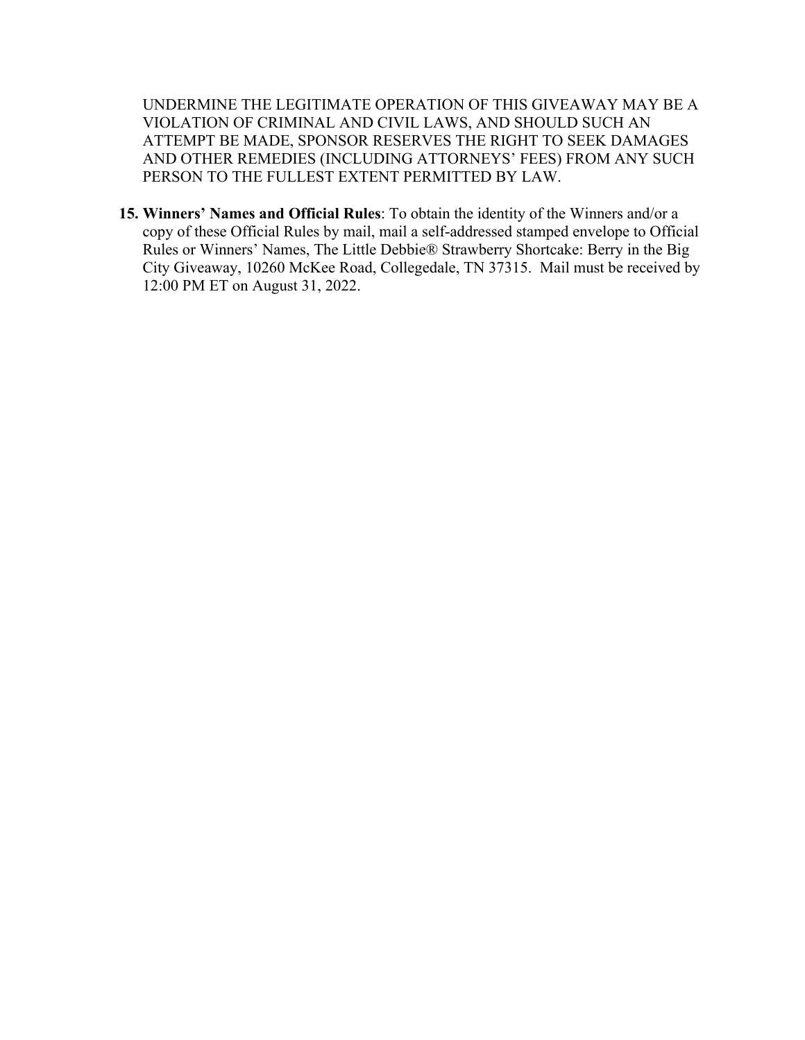UNDERMINE THE LEGITIMATE OPERATION OF THIS GIVEAWAY MAY BE A VIOLATION OF CRIMINAL AND CIVIL LAWS, AND SHOULD SUCH AN ATTEMPT BE MADE, SPONSOR RESERVES THE RIGHT TO SEEK DAMAGES AND OTHER REMEDIES (INCLUDING ATTORNEYS' FEES) FROM ANY SUCH PERSON TO THE FULLEST EXTENT PERMITTED BY LAW.

15. **Winners' Names and Official Rules**: To obtain the identity of the Winners and/or a copy of these Official Rules by mail, mail a self-addressed stamped envelope to Official Rules or Winners' Names, The Little Debbie® Strawberry Shortcake: Berry in the Big City Giveaway, 10260 McKee Road, Collegedale, TN 37315. Mail must be received by 12:00 PM ET on August 31, 2022.